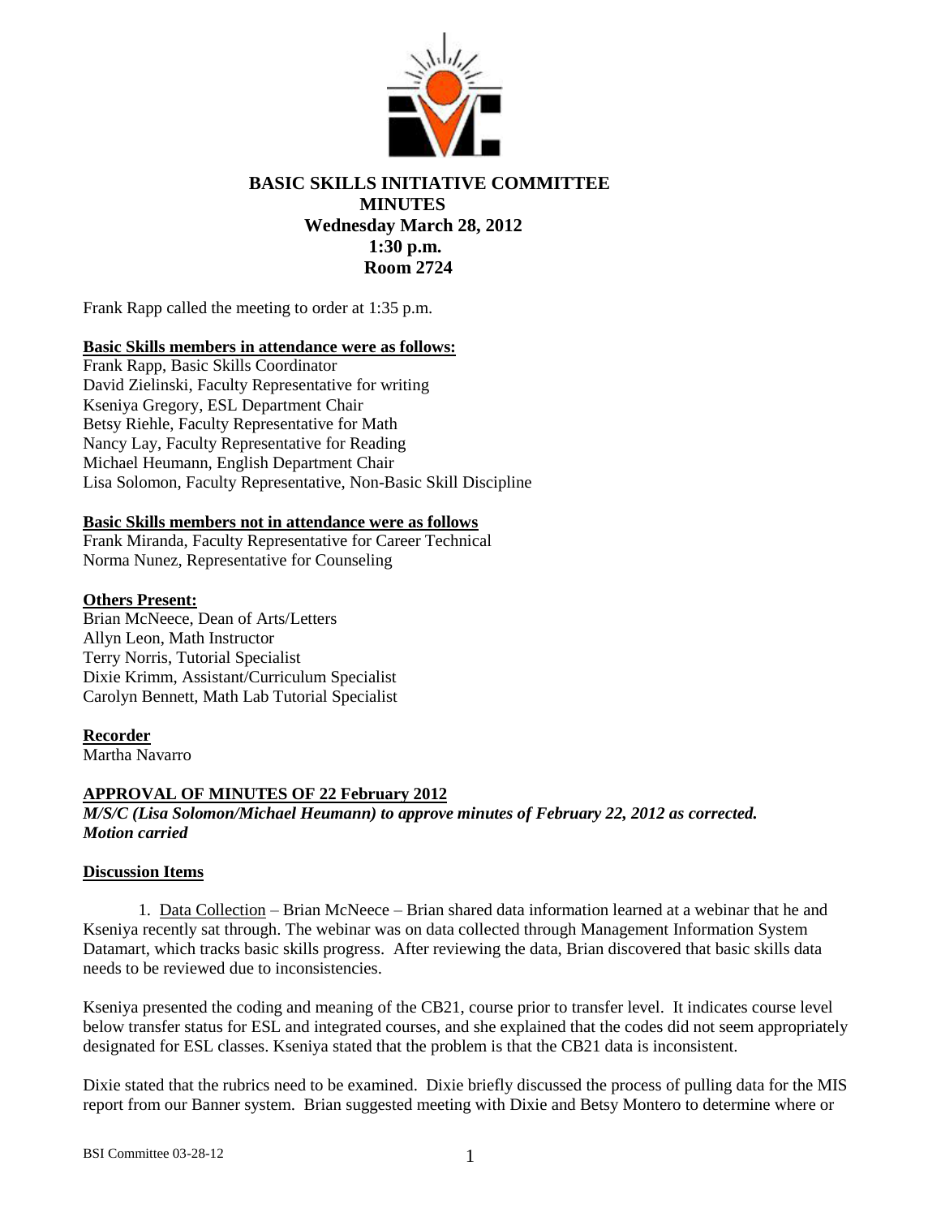# BASIC SKILLS INITIATIVE COMMITTEE
## MINUTES
### Wednesday March 28, 2012
### 1:30 p.m.
### Room 2724

Frank Rapp called the meeting to order at 1:35 p.m.

**Basic Skills members in attendance were as follows:**

Frank Rapp, Basic Skills Coordinator
David Zielinski, Faculty Representative for writing
Kseniya Gregory, ESL Department Chair
Betsy Riehle, Faculty Representative for Math
Nancy Lay, Faculty Representative for Reading
Michael Heumann, English Department Chair
Lisa Solomon, Faculty Representative, Non-Basic Skill Discipline

**Basic Skills members not in attendance were as follows**

Frank Miranda, Faculty Representative for Career Technical
Norma Nunez, Representative for Counseling

**Others Present:**

Brian McNeece, Dean of Arts/Letters
Allyn Leon, Math Instructor
Terry Norris, Tutorial Specialist
Dixie Krimm, Assistant/Curriculum Specialist
Carolyn Bennett, Math Lab Tutorial Specialist

**Recorder**

Martha Navarro

**APPROVAL OF MINUTES OF 22 February 2012**

***M/S/C (Lisa Solomon/Michael Heumann) to approve minutes of February 22, 2012 as corrected. Motion carried***

**Discussion Items**

1. Data Collection – Brian McNeece – Brian shared data information learned at a webinar that he and Kseniya recently sat through. The webinar was on data collected through Management Information System Datamart, which tracks basic skills progress. After reviewing the data, Brian discovered that basic skills data needs to be reviewed due to inconsistencies.

Kseniya presented the coding and meaning of the CB21, course prior to transfer level. It indicates course level below transfer status for ESL and integrated courses, and she explained that the codes did not seem appropriately designated for ESL classes. Kseniya stated that the problem is that the CB21 data is inconsistent.

Dixie stated that the rubrics need to be examined. Dixie briefly discussed the process of pulling data for the MIS report from our Banner system. Brian suggested meeting with Dixie and Betsy Montero to determine where or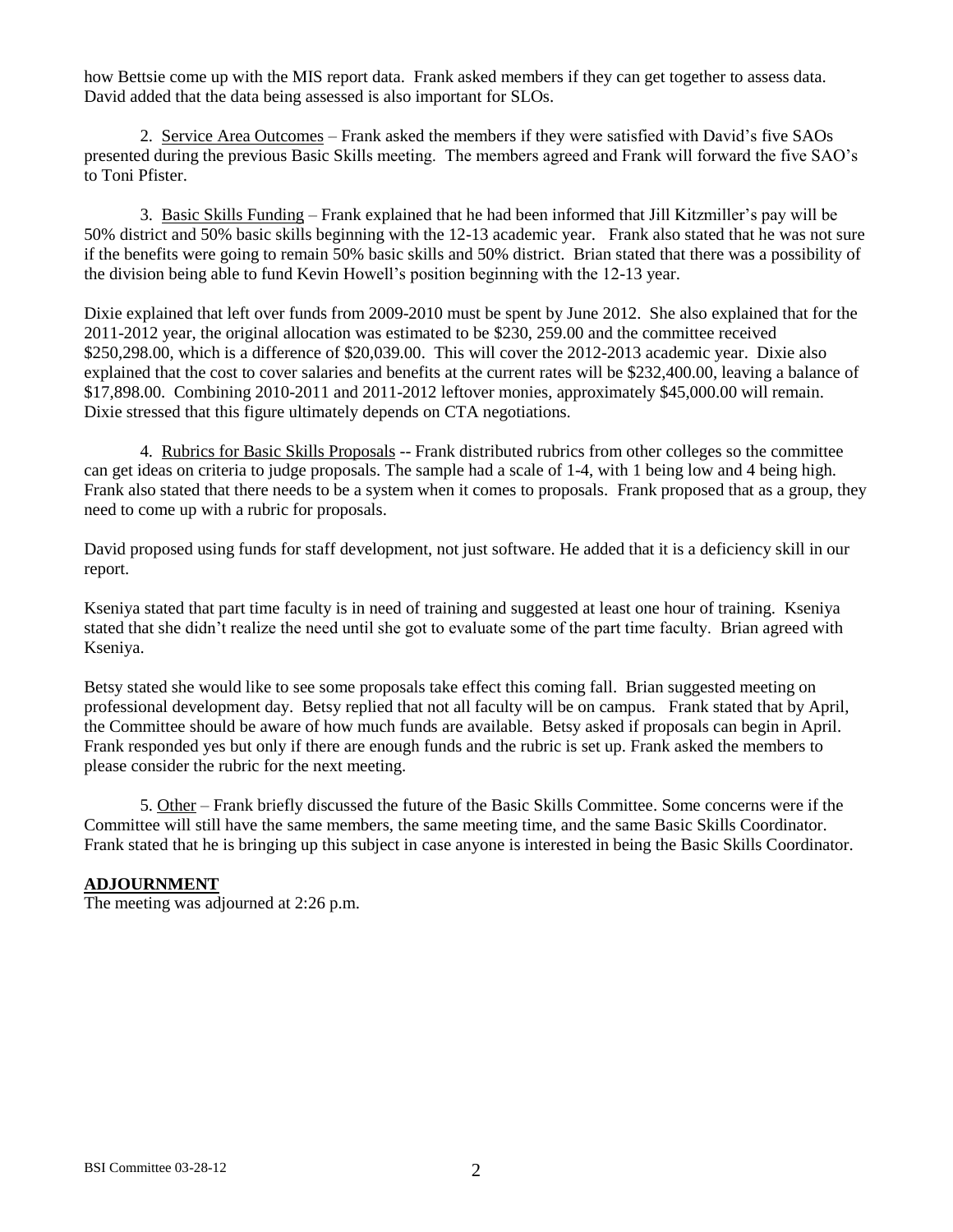how Bettsie come up with the MIS report data. Frank asked members if they can get together to assess data. David added that the data being assessed is also important for SLOs.

2. Service Area Outcomes – Frank asked the members if they were satisfied with David's five SAOs presented during the previous Basic Skills meeting. The members agreed and Frank will forward the five SAO's to Toni Pfister.

3. Basic Skills Funding – Frank explained that he had been informed that Jill Kitzmiller's pay will be 50% district and 50% basic skills beginning with the 12-13 academic year. Frank also stated that he was not sure if the benefits were going to remain 50% basic skills and 50% district. Brian stated that there was a possibility of the division being able to fund Kevin Howell's position beginning with the 12-13 year.

Dixie explained that left over funds from 2009-2010 must be spent by June 2012. She also explained that for the 2011-2012 year, the original allocation was estimated to be $230, 259.00 and the committee received $250,298.00, which is a difference of $20,039.00. This will cover the 2012-2013 academic year. Dixie also explained that the cost to cover salaries and benefits at the current rates will be $232,400.00, leaving a balance of $17,898.00. Combining 2010-2011 and 2011-2012 leftover monies, approximately $45,000.00 will remain. Dixie stressed that this figure ultimately depends on CTA negotiations.

4. Rubrics for Basic Skills Proposals -- Frank distributed rubrics from other colleges so the committee can get ideas on criteria to judge proposals. The sample had a scale of 1-4, with 1 being low and 4 being high. Frank also stated that there needs to be a system when it comes to proposals. Frank proposed that as a group, they need to come up with a rubric for proposals.

David proposed using funds for staff development, not just software. He added that it is a deficiency skill in our report.

Kseniya stated that part time faculty is in need of training and suggested at least one hour of training. Kseniya stated that she didn't realize the need until she got to evaluate some of the part time faculty. Brian agreed with Kseniya.

Betsy stated she would like to see some proposals take effect this coming fall. Brian suggested meeting on professional development day. Betsy replied that not all faculty will be on campus. Frank stated that by April, the Committee should be aware of how much funds are available. Betsy asked if proposals can begin in April. Frank responded yes but only if there are enough funds and the rubric is set up. Frank asked the members to please consider the rubric for the next meeting.

5. Other – Frank briefly discussed the future of the Basic Skills Committee. Some concerns were if the Committee will still have the same members, the same meeting time, and the same Basic Skills Coordinator. Frank stated that he is bringing up this subject in case anyone is interested in being the Basic Skills Coordinator.

**ADJOURNMENT**

The meeting was adjourned at 2:26 p.m.